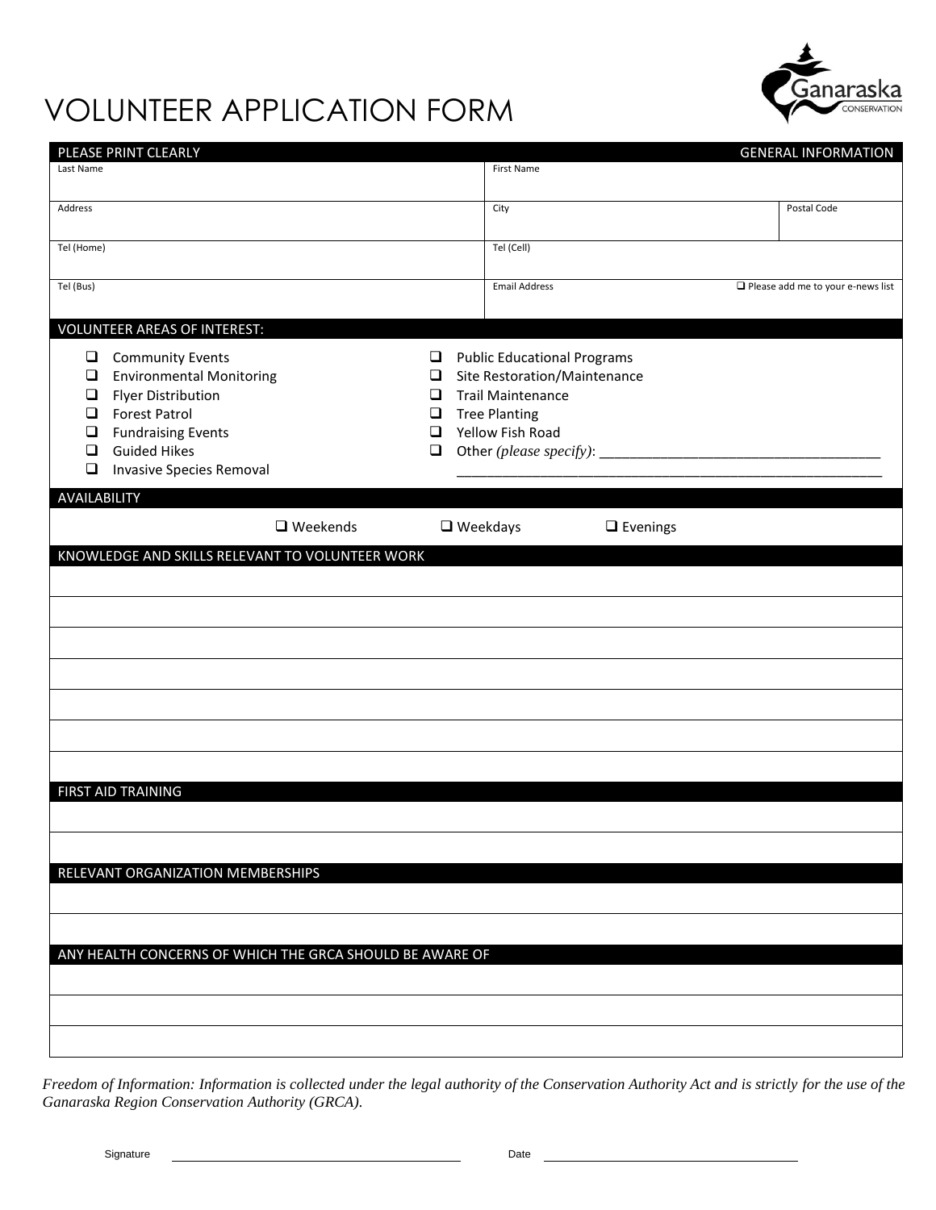# VOLUNTEER APPLICATION FORM

Ganaraska CONSERVATION

| PLEASE PRINT CLEARLY | | GENERAL INFORMATION |
|---|---|---|
| Last Name | First Name | |
| Address | City | Postal Code |
| Tel (Home) | Tel (Cell) | |
| Tel (Bus) | Email Address | ❑ Please add me to your e-news list |

## VOLUNTEER AREAS OF INTEREST:

- ❑ Community Events
- ❑ Environmental Monitoring
- ❑ Flyer Distribution
- ❑ Forest Patrol
- ❑ Fundraising Events
- ❑ Guided Hikes
- ❑ Invasive Species Removal
- ❑ Public Educational Programs
- ❑ Site Restoration/Maintenance
- ❑ Trail Maintenance
- ❑ Tree Planting
- ❑ Yellow Fish Road
- ❑ Other *(please specify)*: ____________________________________
  ________________________________________________________

## AVAILABILITY

❑ Weekends  ❑ Weekdays  ❑ Evenings

## KNOWLEDGE AND SKILLS RELEVANT TO VOLUNTEER WORK

## FIRST AID TRAINING

## RELEVANT ORGANIZATION MEMBERSHIPS

## ANY HEALTH CONCERNS OF WHICH THE GRCA SHOULD BE AWARE OF

*Freedom of Information: Information is collected under the legal authority of the Conservation Authority Act and is strictly for the use of the Ganaraska Region Conservation Authority (GRCA).*

Signature ______________________________  Date ______________________________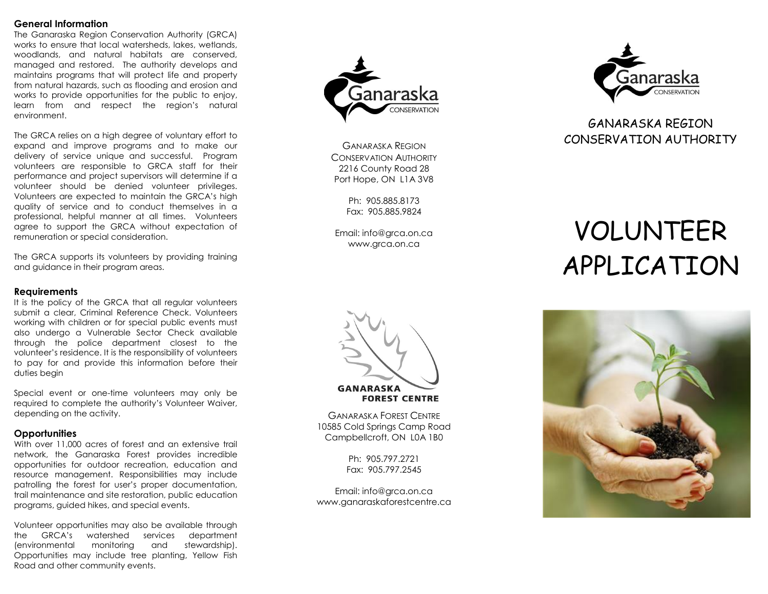## General Information

The Ganaraska Region Conservation Authority (GRCA) works to ensure that local watersheds, lakes, wetlands, woodlands, and natural habitats are conserved, managed and restored. The authority develops and maintains programs that will protect life and property from natural hazards, such as flooding and erosion and works to provide opportunities for the public to enjoy, learn from and respect the region's natural environment.

The GRCA relies on a high degree of voluntary effort to expand and improve programs and to make our delivery of service unique and successful. Program volunteers are responsible to GRCA staff for their performance and project supervisors will determine if a volunteer should be denied volunteer privileges. Volunteers are expected to maintain the GRCA's high quality of service and to conduct themselves in a professional, helpful manner at all times. Volunteers agree to support the GRCA without expectation of remuneration or special consideration.

The GRCA supports its volunteers by providing training and guidance in their program areas.

## Requirements

It is the policy of the GRCA that all regular volunteers submit a clear, Criminal Reference Check. Volunteers working with children or for special public events must also undergo a Vulnerable Sector Check available through the police department closest to the volunteer's residence. It is the responsibility of volunteers to pay for and provide this information before their duties begin

Special event or one-time volunteers may only be required to complete the authority's Volunteer Waiver, depending on the activity.

## Opportunities

With over 11,000 acres of forest and an extensive trail network, the Ganaraska Forest provides incredible opportunities for outdoor recreation, education and resource management. Responsibilities may include patrolling the forest for user's proper documentation, trail maintenance and site restoration, public education programs, guided hikes, and special events.

Volunteer opportunities may also be available through the GRCA's watershed services department (environmental monitoring and stewardship). Opportunities may include tree planting, Yellow Fish Road and other community events.

Ganaraska Conservation

GANARASKA REGION CONSERVATION AUTHORITY
2216 County Road 28
Port Hope, ON L1A 3V8

Ph: 905.885.8173
Fax: 905.885.9824

Email: info@grca.on.ca
www.grca.on.ca

GANARASKA FOREST CENTRE

GANARASKA FOREST CENTRE
10585 Cold Springs Camp Road
Campbellcroft, ON L0A 1B0

Ph: 905.797.2721
Fax: 905.797.2545

Email: info@grca.on.ca
www.ganaraskaforestcentre.ca

Ganaraska Conservation

GANARASKA REGION CONSERVATION AUTHORITY

# VOLUNTEER APPLICATION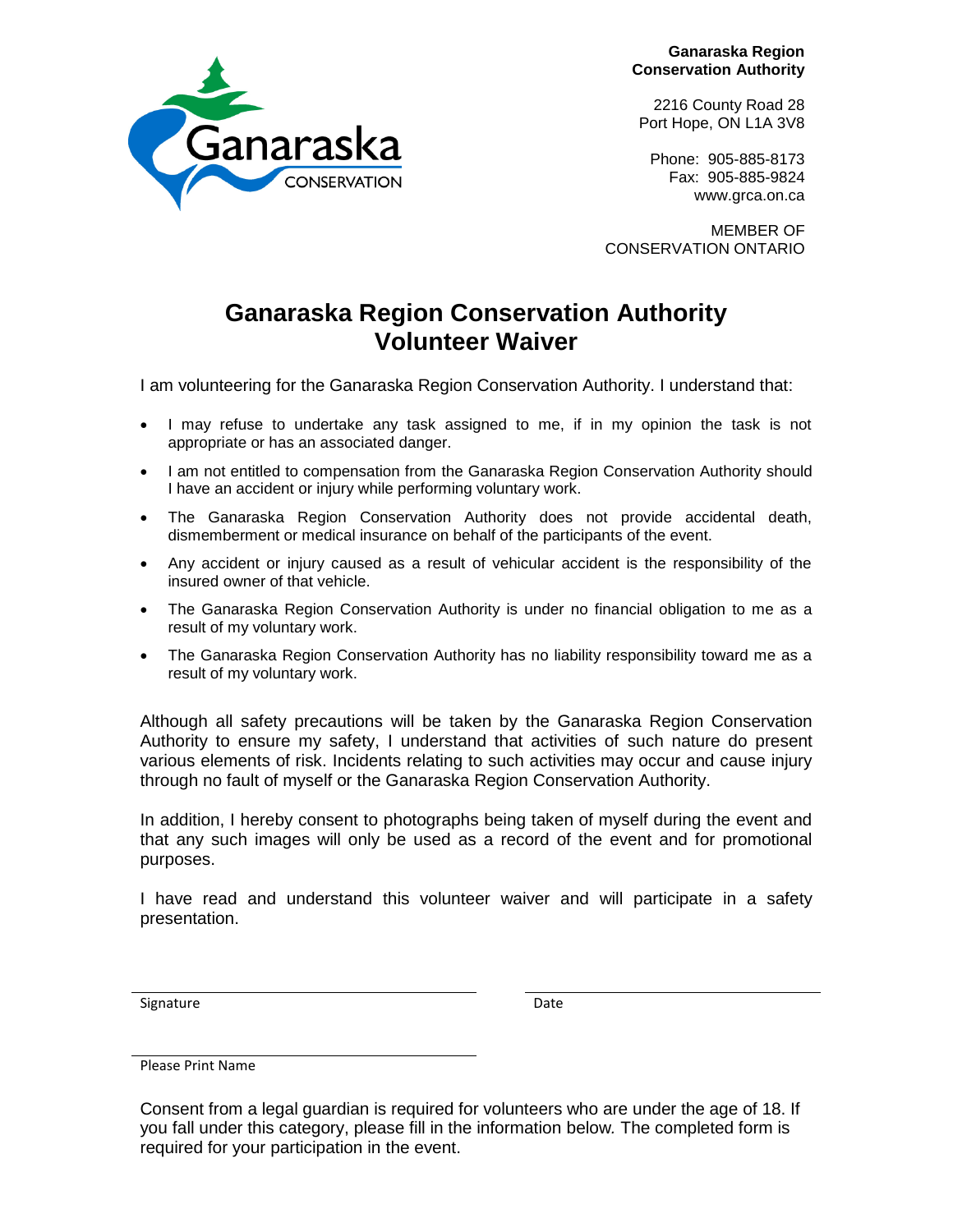**Ganaraska Region Conservation Authority**

2216 County Road 28
Port Hope, ON L1A 3V8

Phone: 905-885-8173
Fax: 905-885-9824
www.grca.on.ca

MEMBER OF
CONSERVATION ONTARIO

# Ganaraska Region Conservation Authority
# Volunteer Waiver

I am volunteering for the Ganaraska Region Conservation Authority. I understand that:

- I may refuse to undertake any task assigned to me, if in my opinion the task is not appropriate or has an associated danger.
- I am not entitled to compensation from the Ganaraska Region Conservation Authority should I have an accident or injury while performing voluntary work.
- The Ganaraska Region Conservation Authority does not provide accidental death, dismemberment or medical insurance on behalf of the participants of the event.
- Any accident or injury caused as a result of vehicular accident is the responsibility of the insured owner of that vehicle.
- The Ganaraska Region Conservation Authority is under no financial obligation to me as a result of my voluntary work.
- The Ganaraska Region Conservation Authority has no liability responsibility toward me as a result of my voluntary work.

Although all safety precautions will be taken by the Ganaraska Region Conservation Authority to ensure my safety, I understand that activities of such nature do present various elements of risk. Incidents relating to such activities may occur and cause injury through no fault of myself or the Ganaraska Region Conservation Authority.

In addition, I hereby consent to photographs being taken of myself during the event and that any such images will only be used as a record of the event and for promotional purposes.

I have read and understand this volunteer waiver and will participate in a safety presentation.

______________________________ ______________________________
Signature Date

______________________________
Please Print Name

Consent from a legal guardian is required for volunteers who are under the age of 18. If you fall under this category, please fill in the information below. The completed form is required for your participation in the event.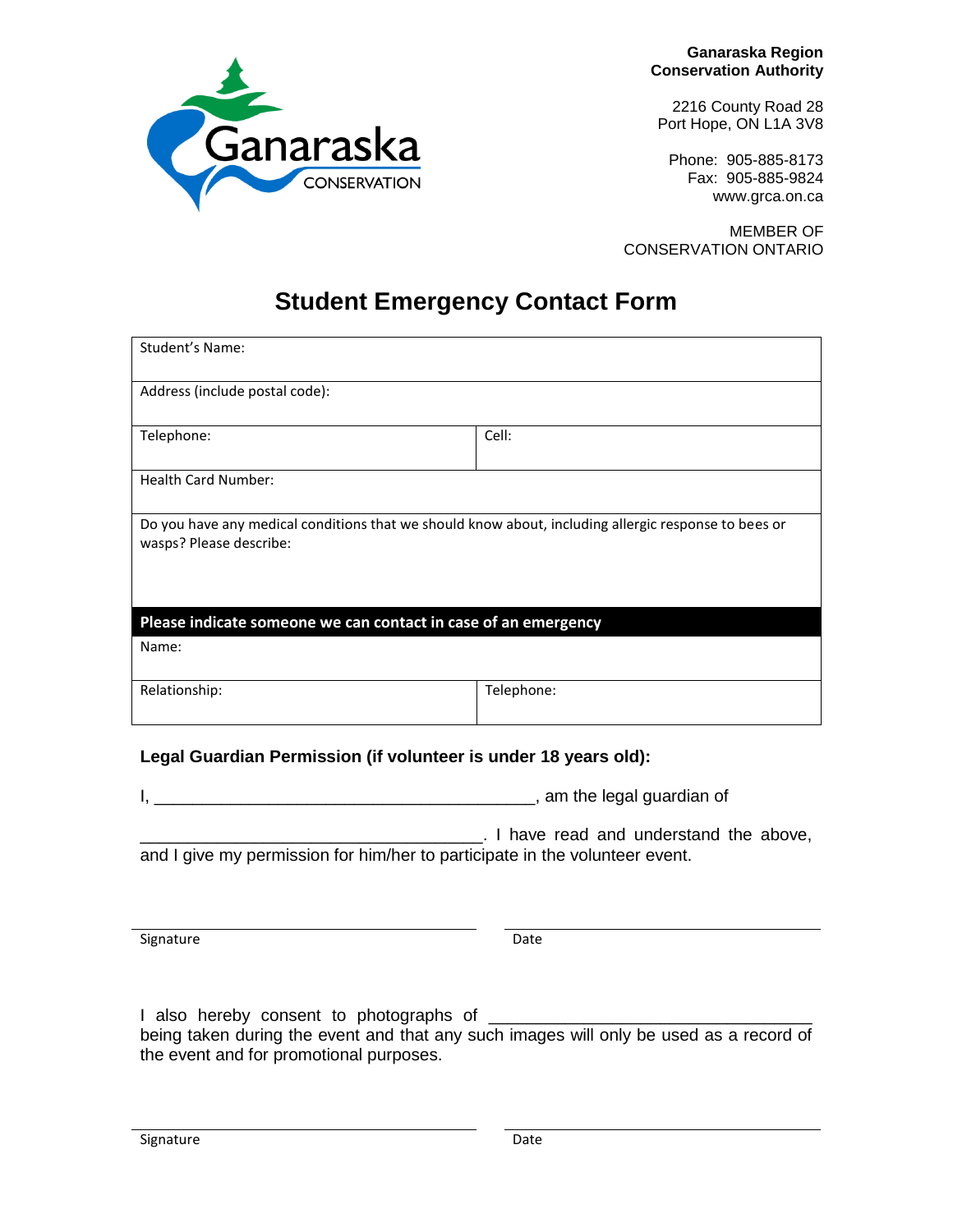Ganaraska CONSERVATION

**Ganaraska Region Conservation Authority**

2216 County Road 28
Port Hope, ON L1A 3V8

Phone: 905-885-8173
Fax: 905-885-9824
www.grca.on.ca

MEMBER OF
CONSERVATION ONTARIO

# Student Emergency Contact Form

| | |
|---|---|
| Student's Name: | |
| Address (include postal code): | |
| Telephone: | Cell: |
| Health Card Number: | |
| Do you have any medical conditions that we should know about, including allergic response to bees or wasps? Please describe: | |
| **Please indicate someone we can contact in case of an emergency** | |
| Name: | |
| Relationship: | Telephone: |

### Legal Guardian Permission (if volunteer is under 18 years old):

I, ________________________________________, am the legal guardian of ____________________________________. I have read and understand the above, and I give my permission for him/her to participate in the volunteer event.

Signature | Date

I also hereby consent to photographs of _________________________________ being taken during the event and that any such images will only be used as a record of the event and for promotional purposes.

Signature | Date